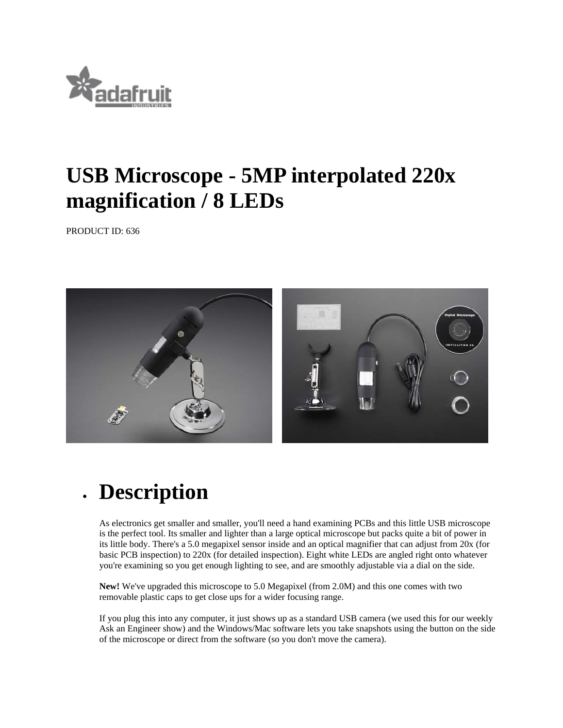# USB Microscope - 5MP interpolated 220x magnification / 8 LEDs

PRODUCT ID: 636

- ## Description

  As electronics get smaller and smaller, you'll need a hand examining PCBs and this little USB microscope is the perfect tool. Its smaller and lighter than a large optical microscope but packs quite a bit of power in its little body. There's a 5.0 megapixel sensor inside and an optical magnifier that can adjust from 20x (for basic PCB inspection) to 220x (for detailed inspection). Eight white LEDs are angled right onto whatever you're examining so you get enough lighting to see, and are smoothly adjustable via a dial on the side.

  **New!** We've upgraded this microscope to 5.0 Megapixel (from 2.0M) and this one comes with two removable plastic caps to get close ups for a wider focusing range.

  If you plug this into any computer, it just shows up as a standard USB camera (we used this for our weekly Ask an Engineer show) and the Windows/Mac software lets you take snapshots using the button on the side of the microscope or direct from the software (so you don't move the camera).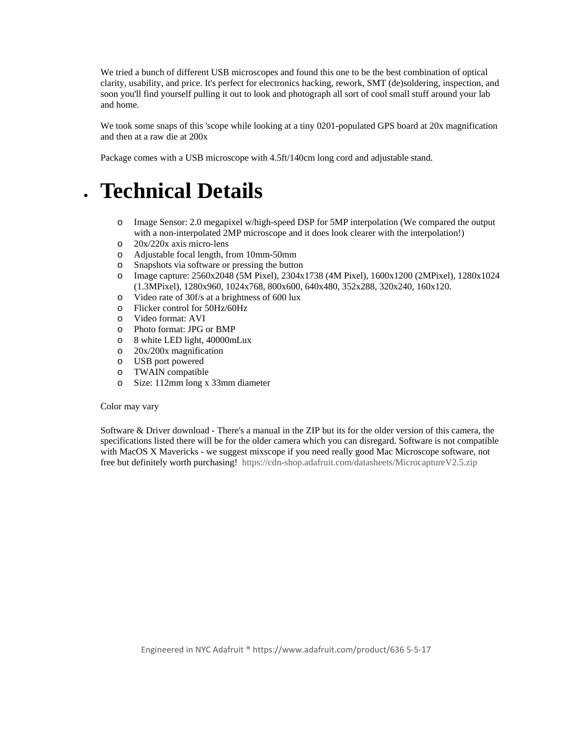We tried a bunch of different USB microscopes and found this one to be the best combination of optical clarity, usability, and price. It's perfect for electronics hacking, rework, SMT (de)soldering, inspection, and soon you'll find yourself pulling it out to look and photograph all sort of cool small stuff around your lab and home.

We took some snaps of this 'scope while looking at a tiny 0201-populated GPS board at 20x magnification and then at a raw die at 200x

Package comes with a USB microscope with 4.5ft/140cm long cord and adjustable stand.

- # Technical Details

  - Image Sensor: 2.0 megapixel w/high-speed DSP for 5MP interpolation (We compared the output with a non-interpolated 2MP microscope and it does look clearer with the interpolation!)
  - 20x/220x axis micro-lens
  - Adjustable focal length, from 10mm-50mm
  - Snapshots via software or pressing the button
  - Image capture: 2560x2048 (5M Pixel), 2304x1738 (4M Pixel), 1600x1200 (2MPixel), 1280x1024 (1.3MPixel), 1280x960, 1024x768, 800x600, 640x480, 352x288, 320x240, 160x120.
  - Video rate of 30f/s at a brightness of 600 lux
  - Flicker control for 50Hz/60Hz
  - Video format: AVI
  - Photo format: JPG or BMP
  - 8 white LED light, 40000mLux
  - 20x/200x magnification
  - USB port powered
  - TWAIN compatible
  - Size: 112mm long x 33mm diameter

Color may vary

Software & Driver download - There's a manual in the ZIP but its for the older version of this camera, the specifications listed there will be for the older camera which you can disregard. Software is not compatible with MacOS X Mavericks - we suggest mixscope if you need really good Mac Microscope software, not free but definitely worth purchasing! https://cdn-shop.adafruit.com/datasheets/MicrocaptureV2.5.zip